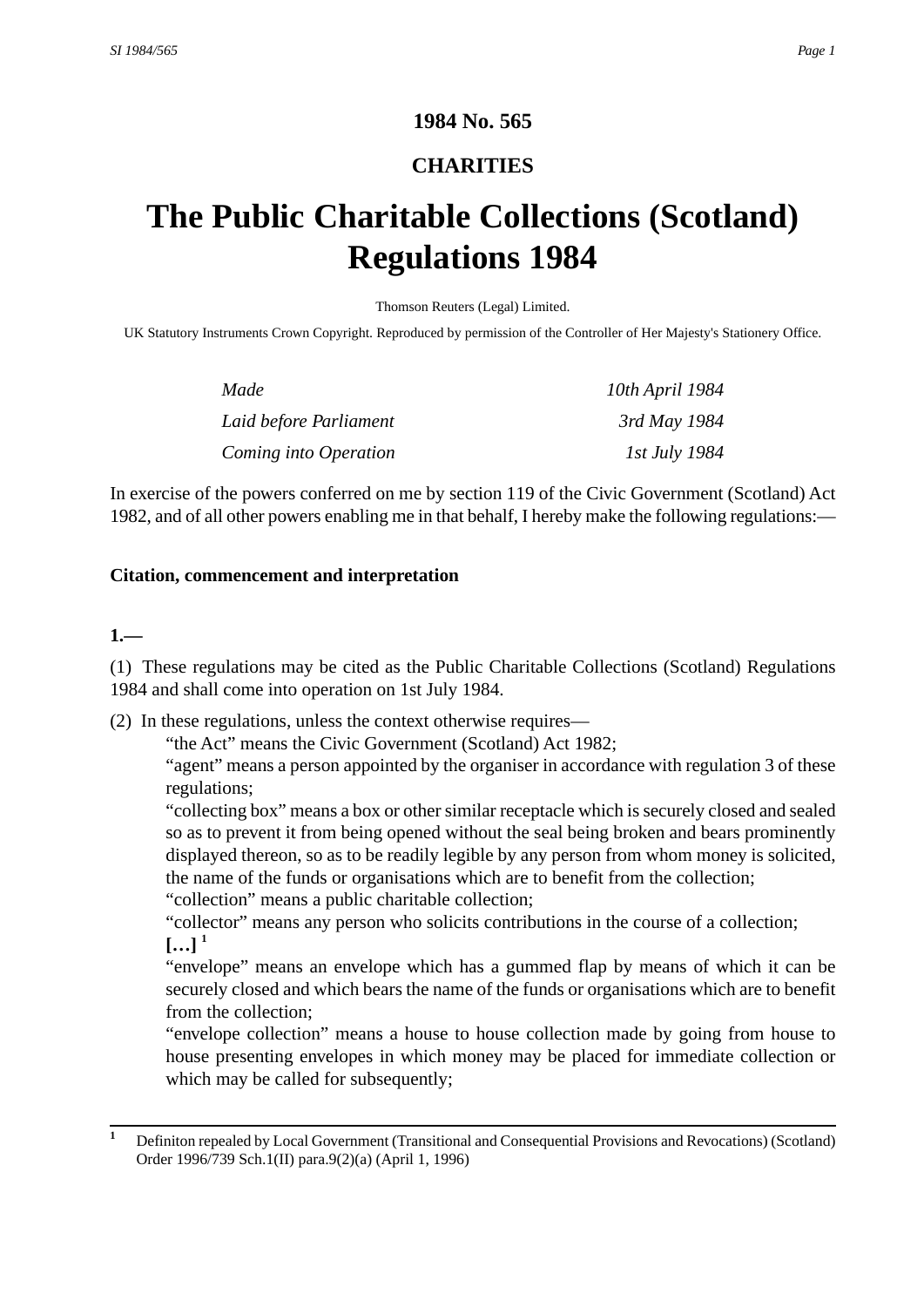# 1984 No. 565

## CHARITIES

# The Public Charitable Collections (Scotland) Regulations 1984

Thomson Reuters (Legal) Limited.

UK Statutory Instruments Crown Copyright. Reproduced by permission of the Controller of Her Majesty's Stationery Office.

| | |
|---|---|
| *Made* | *10th April 1984* |
| *Laid before Parliament* | *3rd May 1984* |
| *Coming into Operation* | *1st July 1984* |

In exercise of the powers conferred on me by section 119 of the Civic Government (Scotland) Act 1982, and of all other powers enabling me in that behalf, I hereby make the following regulations:—

### Citation, commencement and interpretation

**1.—**

(1) These regulations may be cited as the Public Charitable Collections (Scotland) Regulations 1984 and shall come into operation on 1st July 1984.

(2) In these regulations, unless the context otherwise requires—

"the Act" means the Civic Government (Scotland) Act 1982;

"agent" means a person appointed by the organiser in accordance with regulation 3 of these regulations;

"collecting box" means a box or other similar receptacle which is securely closed and sealed so as to prevent it from being opened without the seal being broken and bears prominently displayed thereon, so as to be readily legible by any person from whom money is solicited, the name of the funds or organisations which are to benefit from the collection;

"collection" means a public charitable collection;

"collector" means any person who solicits contributions in the course of a collection;

**[…]** [1]

"envelope" means an envelope which has a gummed flap by means of which it can be securely closed and which bears the name of the funds or organisations which are to benefit from the collection;

"envelope collection" means a house to house collection made by going from house to house presenting envelopes in which money may be placed for immediate collection or which may be called for subsequently;

---

[1] Definiton repealed by Local Government (Transitional and Consequential Provisions and Revocations) (Scotland) Order 1996/739 Sch.1(II) para.9(2)(a) (April 1, 1996)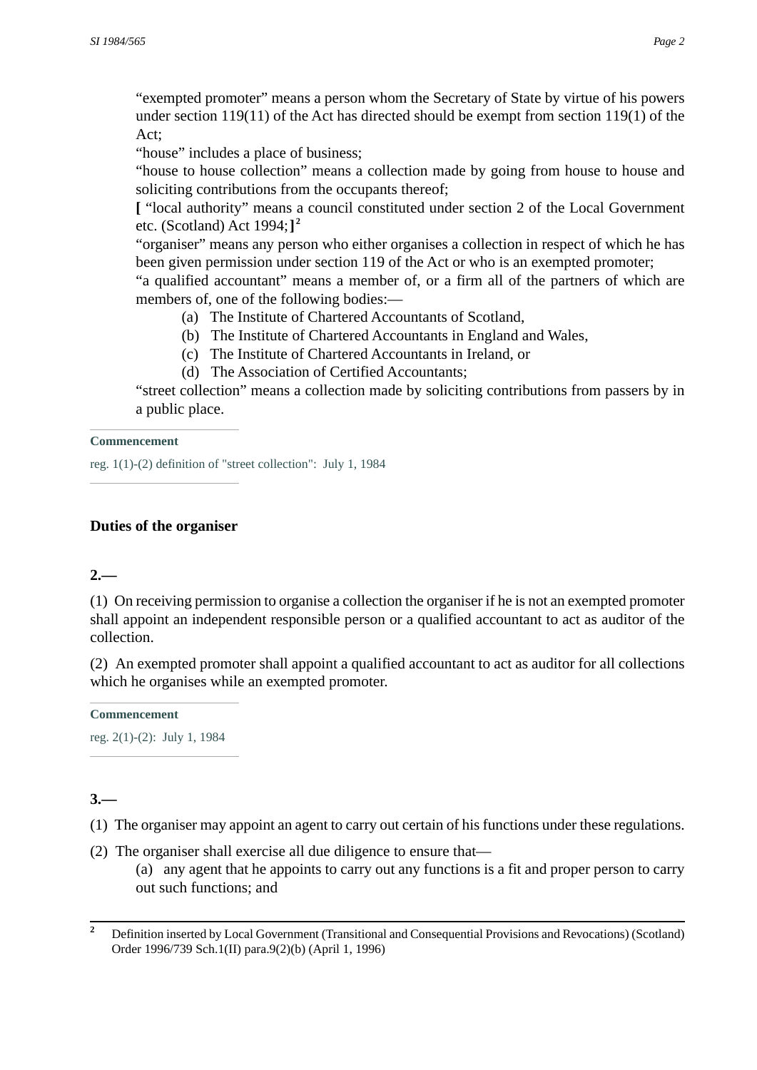"exempted promoter" means a person whom the Secretary of State by virtue of his powers under section 119(11) of the Act has directed should be exempt from section 119(1) of the Act;

"house" includes a place of business;

"house to house collection" means a collection made by going from house to house and soliciting contributions from the occupants thereof;

**[** "local authority" means a council constituted under section 2 of the Local Government etc. (Scotland) Act 1994;**]**[2]

"organiser" means any person who either organises a collection in respect of which he has been given permission under section 119 of the Act or who is an exempted promoter;

"a qualified accountant" means a member of, or a firm all of the partners of which are members of, one of the following bodies:—

- (a) The Institute of Chartered Accountants of Scotland,
- (b) The Institute of Chartered Accountants in England and Wales,
- (c) The Institute of Chartered Accountants in Ireland, or
- (d) The Association of Certified Accountants;

"street collection" means a collection made by soliciting contributions from passers by in a public place.

**Commencement**

reg. 1(1)-(2) definition of "street collection": July 1, 1984

### Duties of the organiser

**2.—**

(1) On receiving permission to organise a collection the organiser if he is not an exempted promoter shall appoint an independent responsible person or a qualified accountant to act as auditor of the collection.

(2) An exempted promoter shall appoint a qualified accountant to act as auditor for all collections which he organises while an exempted promoter.

**Commencement**

reg. 2(1)-(2): July 1, 1984

**3.—**

(1) The organiser may appoint an agent to carry out certain of his functions under these regulations.

(2) The organiser shall exercise all due diligence to ensure that—

(a) any agent that he appoints to carry out any functions is a fit and proper person to carry out such functions; and

---

[2] Definition inserted by Local Government (Transitional and Consequential Provisions and Revocations) (Scotland) Order 1996/739 Sch.1(II) para.9(2)(b) (April 1, 1996)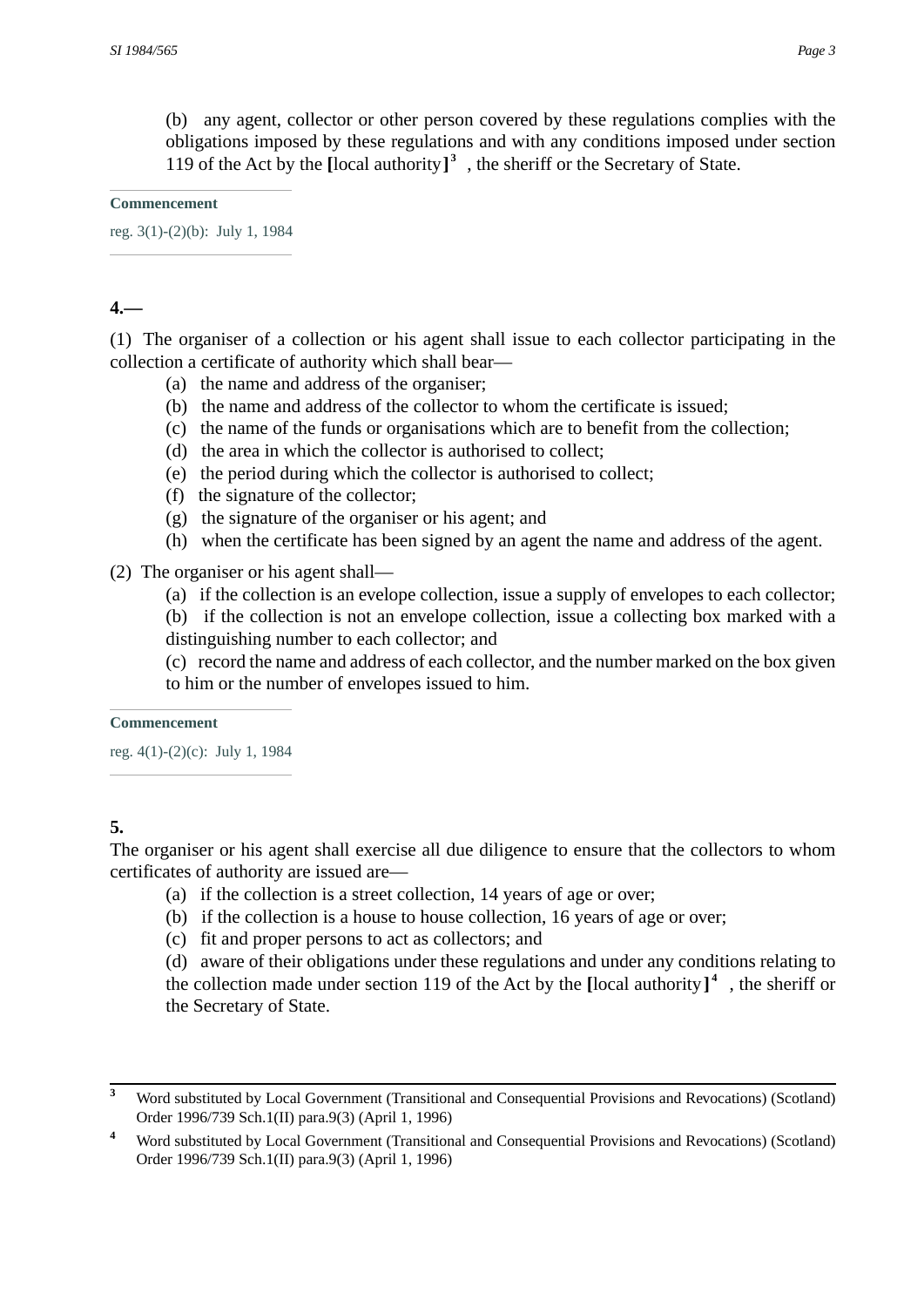(b) any agent, collector or other person covered by these regulations complies with the obligations imposed by these regulations and with any conditions imposed under section 119 of the Act by the [local authority][3] , the sheriff or the Secretary of State.

**Commencement**

reg. 3(1)-(2)(b): July 1, 1984

**4.—**

(1) The organiser of a collection or his agent shall issue to each collector participating in the collection a certificate of authority which shall bear—

(a) the name and address of the organiser;

(b) the name and address of the collector to whom the certificate is issued;

(c) the name of the funds or organisations which are to benefit from the collection;

(d) the area in which the collector is authorised to collect;

(e) the period during which the collector is authorised to collect;

(f) the signature of the collector;

(g) the signature of the organiser or his agent; and

(h) when the certificate has been signed by an agent the name and address of the agent.

(2) The organiser or his agent shall—

(a) if the collection is an evelope collection, issue a supply of envelopes to each collector;

(b) if the collection is not an envelope collection, issue a collecting box marked with a distinguishing number to each collector; and

(c) record the name and address of each collector, and the number marked on the box given to him or the number of envelopes issued to him.

**Commencement**

reg. 4(1)-(2)(c): July 1, 1984

**5.**

The organiser or his agent shall exercise all due diligence to ensure that the collectors to whom certificates of authority are issued are—

(a) if the collection is a street collection, 14 years of age or over;

(b) if the collection is a house to house collection, 16 years of age or over;

(c) fit and proper persons to act as collectors; and

(d) aware of their obligations under these regulations and under any conditions relating to the collection made under section 119 of the Act by the [local authority][4] , the sheriff or the Secretary of State.

---

[3] Word substituted by Local Government (Transitional and Consequential Provisions and Revocations) (Scotland) Order 1996/739 Sch.1(II) para.9(3) (April 1, 1996)

[4] Word substituted by Local Government (Transitional and Consequential Provisions and Revocations) (Scotland) Order 1996/739 Sch.1(II) para.9(3) (April 1, 1996)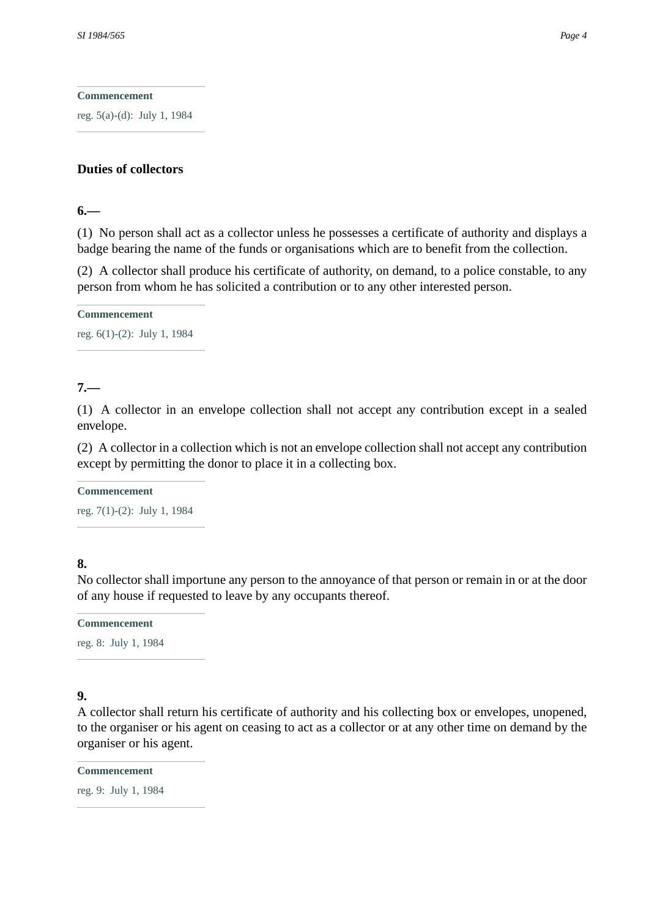**Commencement**

reg. 5(a)-(d): July 1, 1984

## Duties of collectors

**6.—**

(1) No person shall act as a collector unless he possesses a certificate of authority and displays a badge bearing the name of the funds or organisations which are to benefit from the collection.

(2) A collector shall produce his certificate of authority, on demand, to a police constable, to any person from whom he has solicited a contribution or to any other interested person.

**Commencement**

reg. 6(1)-(2): July 1, 1984

**7.—**

(1) A collector in an envelope collection shall not accept any contribution except in a sealed envelope.

(2) A collector in a collection which is not an envelope collection shall not accept any contribution except by permitting the donor to place it in a collecting box.

**Commencement**

reg. 7(1)-(2): July 1, 1984

**8.**
No collector shall importune any person to the annoyance of that person or remain in or at the door of any house if requested to leave by any occupants thereof.

**Commencement**

reg. 8: July 1, 1984

**9.**
A collector shall return his certificate of authority and his collecting box or envelopes, unopened, to the organiser or his agent on ceasing to act as a collector or at any other time on demand by the organiser or his agent.

**Commencement**

reg. 9: July 1, 1984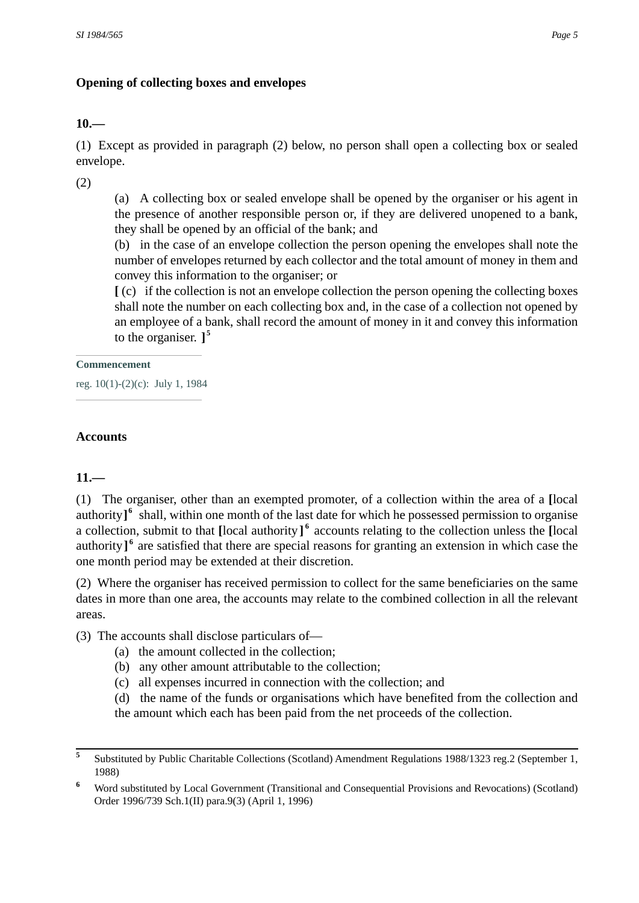### Opening of collecting boxes and envelopes

**10.—**

(1) Except as provided in paragraph (2) below, no person shall open a collecting box or sealed envelope.

(2)

(a) A collecting box or sealed envelope shall be opened by the organiser or his agent in the presence of another responsible person or, if they are delivered unopened to a bank, they shall be opened by an official of the bank; and

(b) in the case of an envelope collection the person opening the envelopes shall note the number of envelopes returned by each collector and the total amount of money in them and convey this information to the organiser; or

**[** (c) if the collection is not an envelope collection the person opening the collecting boxes shall note the number on each collecting box and, in the case of a collection not opened by an employee of a bank, shall record the amount of money in it and convey this information to the organiser. **]**[5]

**Commencement**

reg. 10(1)-(2)(c): July 1, 1984

### Accounts

**11.—**

(1) The organiser, other than an exempted promoter, of a collection within the area of a **[**local authority**]**[6] shall, within one month of the last date for which he possessed permission to organise a collection, submit to that **[**local authority**]**[6] accounts relating to the collection unless the **[**local authority**]**[6] are satisfied that there are special reasons for granting an extension in which case the one month period may be extended at their discretion.

(2) Where the organiser has received permission to collect for the same beneficiaries on the same dates in more than one area, the accounts may relate to the combined collection in all the relevant areas.

(3) The accounts shall disclose particulars of—

(a) the amount collected in the collection;

(b) any other amount attributable to the collection;

(c) all expenses incurred in connection with the collection; and

(d) the name of the funds or organisations which have benefited from the collection and the amount which each has been paid from the net proceeds of the collection.

---

[5] Substituted by Public Charitable Collections (Scotland) Amendment Regulations 1988/1323 reg.2 (September 1, 1988)

[6] Word substituted by Local Government (Transitional and Consequential Provisions and Revocations) (Scotland) Order 1996/739 Sch.1(II) para.9(3) (April 1, 1996)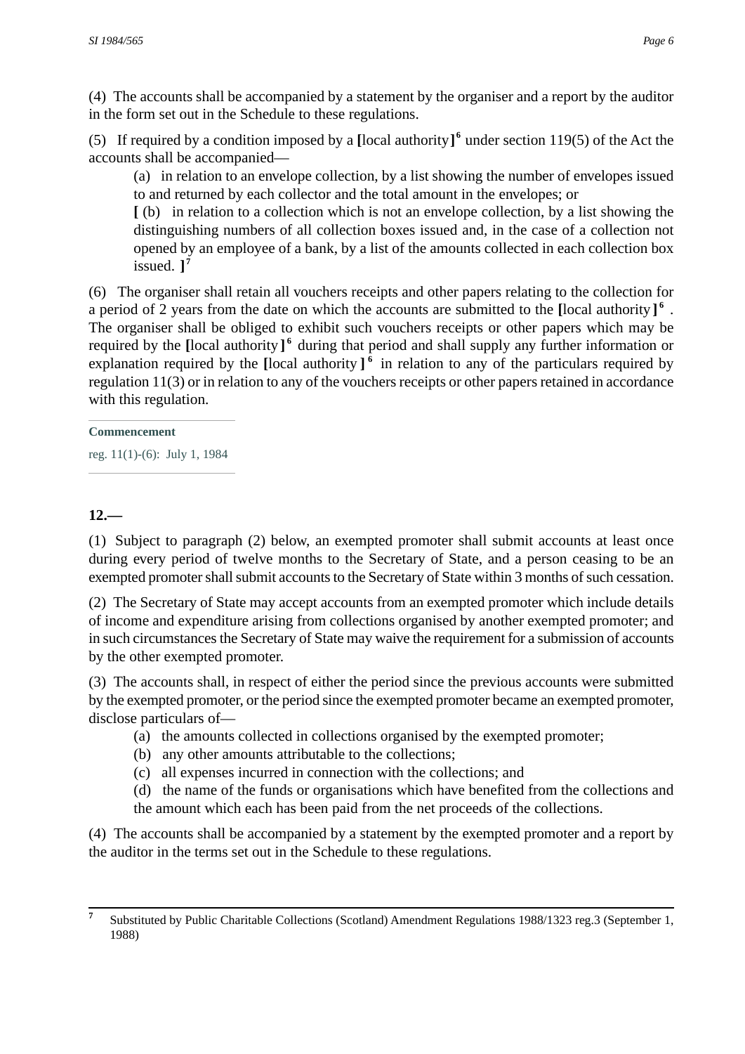(4) The accounts shall be accompanied by a statement by the organiser and a report by the auditor in the form set out in the Schedule to these regulations.

(5) If required by a condition imposed by a [local authority][6] under section 119(5) of the Act the accounts shall be accompanied—

(a) in relation to an envelope collection, by a list showing the number of envelopes issued to and returned by each collector and the total amount in the envelopes; or

[ (b) in relation to a collection which is not an envelope collection, by a list showing the distinguishing numbers of all collection boxes issued and, in the case of a collection not opened by an employee of a bank, by a list of the amounts collected in each collection box issued. ][7]

(6) The organiser shall retain all vouchers receipts and other papers relating to the collection for a period of 2 years from the date on which the accounts are submitted to the [local authority][6] . The organiser shall be obliged to exhibit such vouchers receipts or other papers which may be required by the [local authority][6] during that period and shall supply any further information or explanation required by the [local authority][6] in relation to any of the particulars required by regulation 11(3) or in relation to any of the vouchers receipts or other papers retained in accordance with this regulation.

**Commencement**

reg. 11(1)-(6): July 1, 1984

**12.—**

(1) Subject to paragraph (2) below, an exempted promoter shall submit accounts at least once during every period of twelve months to the Secretary of State, and a person ceasing to be an exempted promoter shall submit accounts to the Secretary of State within 3 months of such cessation.

(2) The Secretary of State may accept accounts from an exempted promoter which include details of income and expenditure arising from collections organised by another exempted promoter; and in such circumstances the Secretary of State may waive the requirement for a submission of accounts by the other exempted promoter.

(3) The accounts shall, in respect of either the period since the previous accounts were submitted by the exempted promoter, or the period since the exempted promoter became an exempted promoter, disclose particulars of—

(a) the amounts collected in collections organised by the exempted promoter;

(b) any other amounts attributable to the collections;

(c) all expenses incurred in connection with the collections; and

(d) the name of the funds or organisations which have benefited from the collections and the amount which each has been paid from the net proceeds of the collections.

(4) The accounts shall be accompanied by a statement by the exempted promoter and a report by the auditor in the terms set out in the Schedule to these regulations.

---

[7] Substituted by Public Charitable Collections (Scotland) Amendment Regulations 1988/1323 reg.3 (September 1, 1988)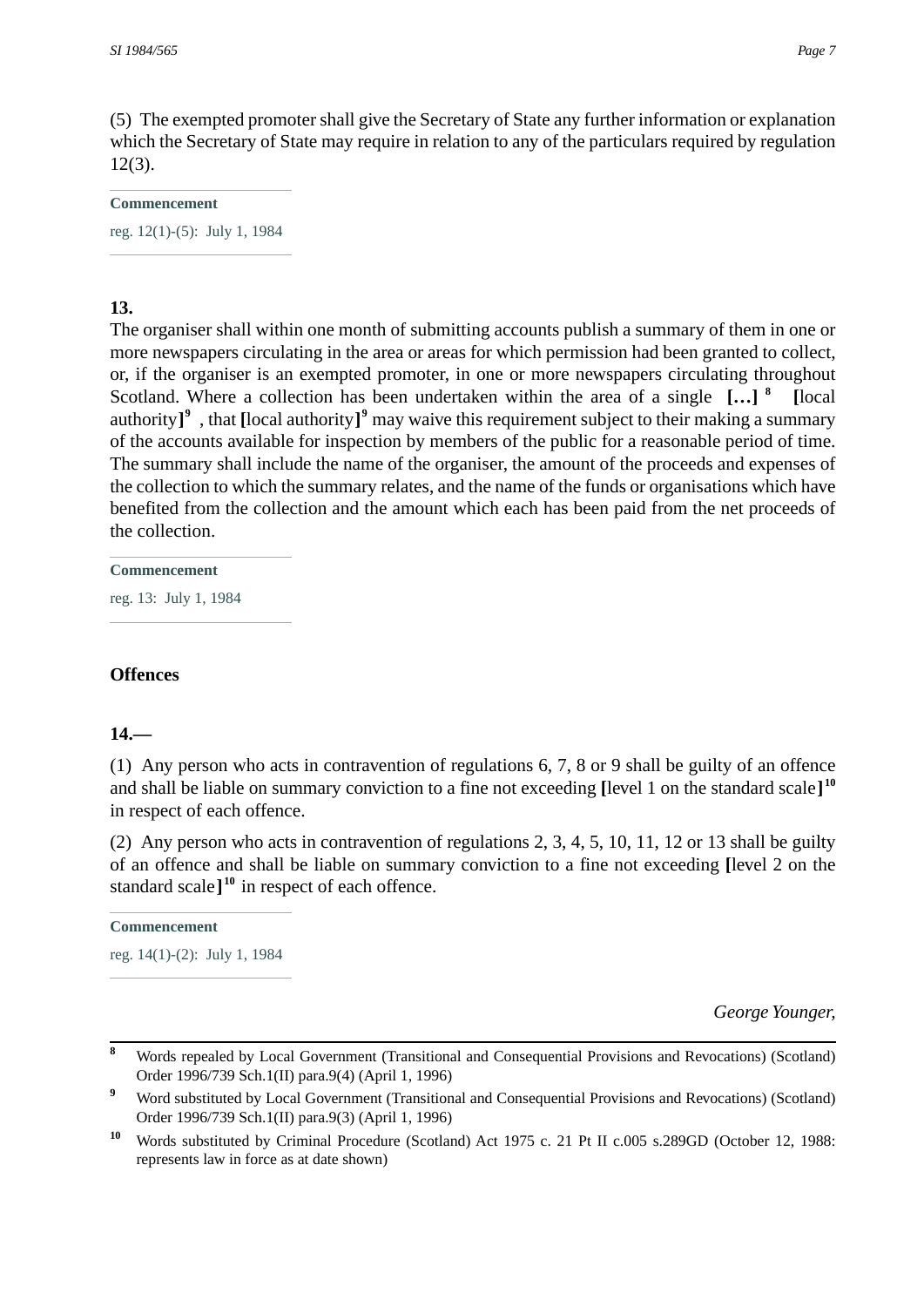(5) The exempted promoter shall give the Secretary of State any further information or explanation which the Secretary of State may require in relation to any of the particulars required by regulation 12(3).

**Commencement**

reg. 12(1)-(5): July 1, 1984

**13.**

The organiser shall within one month of submitting accounts publish a summary of them in one or more newspapers circulating in the area or areas for which permission had been granted to collect, or, if the organiser is an exempted promoter, in one or more newspapers circulating throughout Scotland. Where a collection has been undertaken within the area of a single **[…]** [8] **[**local authority**]** [9] , that **[**local authority**]** [9] may waive this requirement subject to their making a summary of the accounts available for inspection by members of the public for a reasonable period of time. The summary shall include the name of the organiser, the amount of the proceeds and expenses of the collection to which the summary relates, and the name of the funds or organisations which have benefited from the collection and the amount which each has been paid from the net proceeds of the collection.

**Commencement**

reg. 13: July 1, 1984

## Offences

**14.—**

(1) Any person who acts in contravention of regulations 6, 7, 8 or 9 shall be guilty of an offence and shall be liable on summary conviction to a fine not exceeding **[**level 1 on the standard scale**]** [10] in respect of each offence.

(2) Any person who acts in contravention of regulations 2, 3, 4, 5, 10, 11, 12 or 13 shall be guilty of an offence and shall be liable on summary conviction to a fine not exceeding **[**level 2 on the standard scale**]** [10] in respect of each offence.

**Commencement**

reg. 14(1)-(2): July 1, 1984

*George Younger,*

---

[8] Words repealed by Local Government (Transitional and Consequential Provisions and Revocations) (Scotland) Order 1996/739 Sch.1(II) para.9(4) (April 1, 1996)

[9] Word substituted by Local Government (Transitional and Consequential Provisions and Revocations) (Scotland) Order 1996/739 Sch.1(II) para.9(3) (April 1, 1996)

[10] Words substituted by Criminal Procedure (Scotland) Act 1975 c. 21 Pt II c.005 s.289GD (October 12, 1988: represents law in force as at date shown)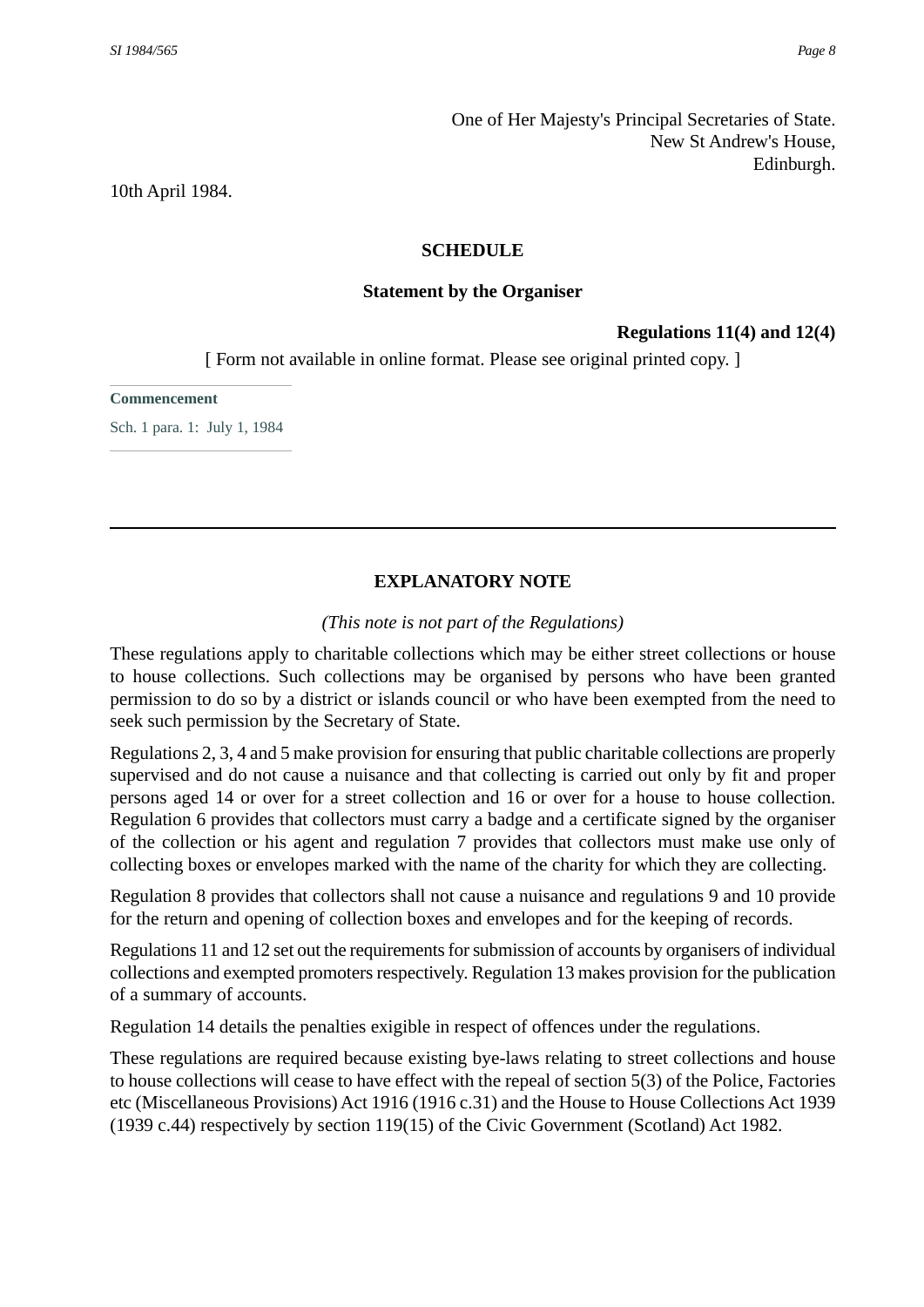One of Her Majesty's Principal Secretaries of State.
New St Andrew's House,
Edinburgh.

10th April 1984.

## SCHEDULE

### Statement by the Organiser

**Regulations 11(4) and 12(4)**

[ Form not available in online format. Please see original printed copy. ]

**Commencement**

Sch. 1 para. 1: July 1, 1984

---

## EXPLANATORY NOTE

*(This note is not part of the Regulations)*

These regulations apply to charitable collections which may be either street collections or house to house collections. Such collections may be organised by persons who have been granted permission to do so by a district or islands council or who have been exempted from the need to seek such permission by the Secretary of State.

Regulations 2, 3, 4 and 5 make provision for ensuring that public charitable collections are properly supervised and do not cause a nuisance and that collecting is carried out only by fit and proper persons aged 14 or over for a street collection and 16 or over for a house to house collection. Regulation 6 provides that collectors must carry a badge and a certificate signed by the organiser of the collection or his agent and regulation 7 provides that collectors must make use only of collecting boxes or envelopes marked with the name of the charity for which they are collecting.

Regulation 8 provides that collectors shall not cause a nuisance and regulations 9 and 10 provide for the return and opening of collection boxes and envelopes and for the keeping of records.

Regulations 11 and 12 set out the requirements for submission of accounts by organisers of individual collections and exempted promoters respectively. Regulation 13 makes provision for the publication of a summary of accounts.

Regulation 14 details the penalties exigible in respect of offences under the regulations.

These regulations are required because existing bye-laws relating to street collections and house to house collections will cease to have effect with the repeal of section 5(3) of the Police, Factories etc (Miscellaneous Provisions) Act 1916 (1916 c.31) and the House to House Collections Act 1939 (1939 c.44) respectively by section 119(15) of the Civic Government (Scotland) Act 1982.